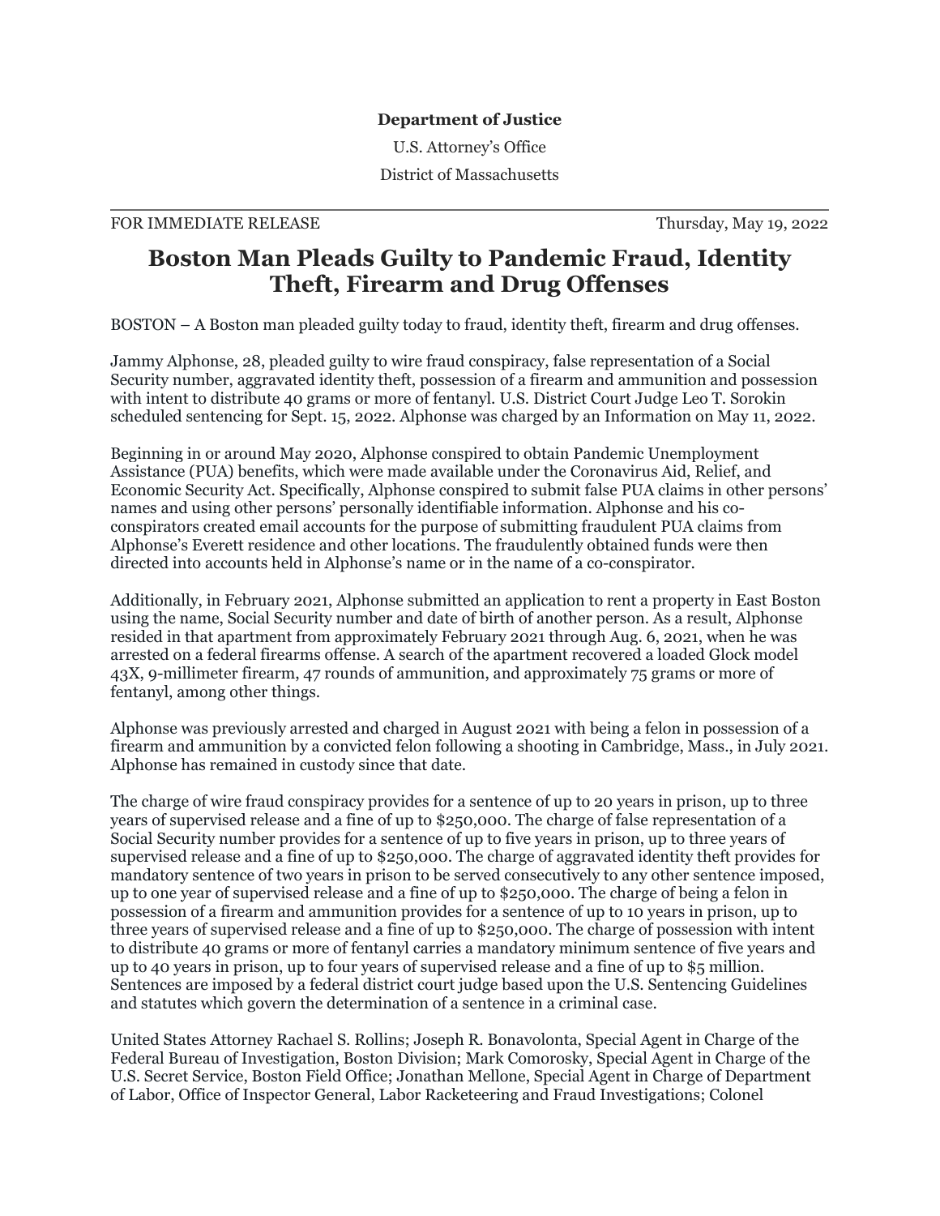**Department of Justice**

U.S. Attorney's Office

District of Massachusetts

---

FOR IMMEDIATE RELEASE Thursday, May 19, 2022

# Boston Man Pleads Guilty to Pandemic Fraud, Identity Theft, Firearm and Drug Offenses

BOSTON – A Boston man pleaded guilty today to fraud, identity theft, firearm and drug offenses.

Jammy Alphonse, 28, pleaded guilty to wire fraud conspiracy, false representation of a Social Security number, aggravated identity theft, possession of a firearm and ammunition and possession with intent to distribute 40 grams or more of fentanyl. U.S. District Court Judge Leo T. Sorokin scheduled sentencing for Sept. 15, 2022. Alphonse was charged by an Information on May 11, 2022.

Beginning in or around May 2020, Alphonse conspired to obtain Pandemic Unemployment Assistance (PUA) benefits, which were made available under the Coronavirus Aid, Relief, and Economic Security Act. Specifically, Alphonse conspired to submit false PUA claims in other persons' names and using other persons' personally identifiable information. Alphonse and his co-conspirators created email accounts for the purpose of submitting fraudulent PUA claims from Alphonse's Everett residence and other locations. The fraudulently obtained funds were then directed into accounts held in Alphonse's name or in the name of a co-conspirator.

Additionally, in February 2021, Alphonse submitted an application to rent a property in East Boston using the name, Social Security number and date of birth of another person. As a result, Alphonse resided in that apartment from approximately February 2021 through Aug. 6, 2021, when he was arrested on a federal firearms offense. A search of the apartment recovered a loaded Glock model 43X, 9-millimeter firearm, 47 rounds of ammunition, and approximately 75 grams or more of fentanyl, among other things.

Alphonse was previously arrested and charged in August 2021 with being a felon in possession of a firearm and ammunition by a convicted felon following a shooting in Cambridge, Mass., in July 2021. Alphonse has remained in custody since that date.

The charge of wire fraud conspiracy provides for a sentence of up to 20 years in prison, up to three years of supervised release and a fine of up to $250,000. The charge of false representation of a Social Security number provides for a sentence of up to five years in prison, up to three years of supervised release and a fine of up to $250,000. The charge of aggravated identity theft provides for mandatory sentence of two years in prison to be served consecutively to any other sentence imposed, up to one year of supervised release and a fine of up to $250,000. The charge of being a felon in possession of a firearm and ammunition provides for a sentence of up to 10 years in prison, up to three years of supervised release and a fine of up to $250,000. The charge of possession with intent to distribute 40 grams or more of fentanyl carries a mandatory minimum sentence of five years and up to 40 years in prison, up to four years of supervised release and a fine of up to $5 million. Sentences are imposed by a federal district court judge based upon the U.S. Sentencing Guidelines and statutes which govern the determination of a sentence in a criminal case.

United States Attorney Rachael S. Rollins; Joseph R. Bonavolonta, Special Agent in Charge of the Federal Bureau of Investigation, Boston Division; Mark Comorosky, Special Agent in Charge of the U.S. Secret Service, Boston Field Office; Jonathan Mellone, Special Agent in Charge of Department of Labor, Office of Inspector General, Labor Racketeering and Fraud Investigations; Colonel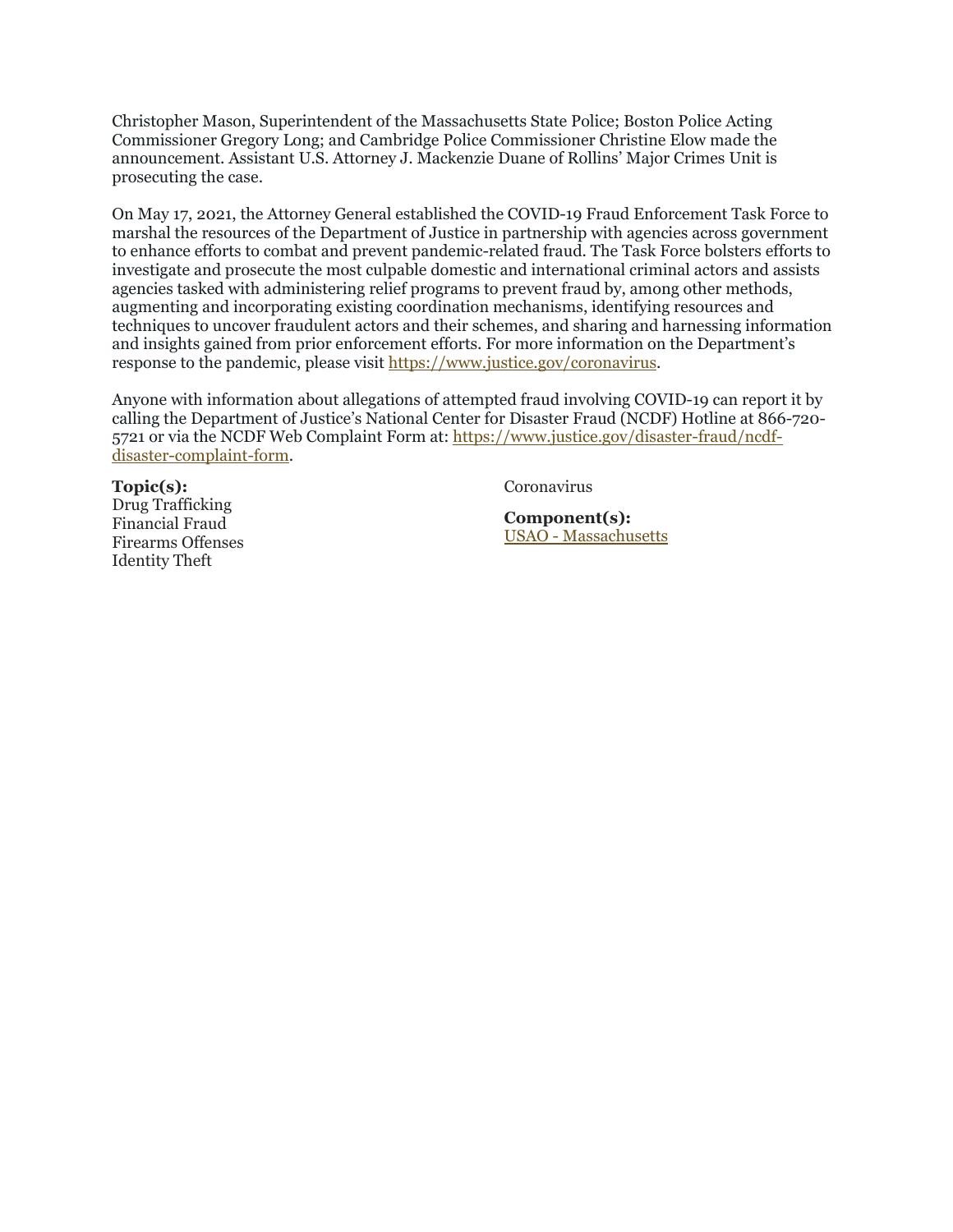Christopher Mason, Superintendent of the Massachusetts State Police; Boston Police Acting Commissioner Gregory Long; and Cambridge Police Commissioner Christine Elow made the announcement. Assistant U.S. Attorney J. Mackenzie Duane of Rollins' Major Crimes Unit is prosecuting the case.

On May 17, 2021, the Attorney General established the COVID-19 Fraud Enforcement Task Force to marshal the resources of the Department of Justice in partnership with agencies across government to enhance efforts to combat and prevent pandemic-related fraud. The Task Force bolsters efforts to investigate and prosecute the most culpable domestic and international criminal actors and assists agencies tasked with administering relief programs to prevent fraud by, among other methods, augmenting and incorporating existing coordination mechanisms, identifying resources and techniques to uncover fraudulent actors and their schemes, and sharing and harnessing information and insights gained from prior enforcement efforts. For more information on the Department's response to the pandemic, please visit [https://www.justice.gov/coronavirus](https://www.justice.gov/coronavirus).

Anyone with information about allegations of attempted fraud involving COVID-19 can report it by calling the Department of Justice's National Center for Disaster Fraud (NCDF) Hotline at 866-720-5721 or via the NCDF Web Complaint Form at: [https://www.justice.gov/disaster-fraud/ncdf-disaster-complaint-form](https://www.justice.gov/disaster-fraud/ncdf-disaster-complaint-form).

**Topic(s):**
Drug Trafficking
Financial Fraud
Firearms Offenses
Identity Theft
Coronavirus

**Component(s):**
[USAO - Massachusetts]()